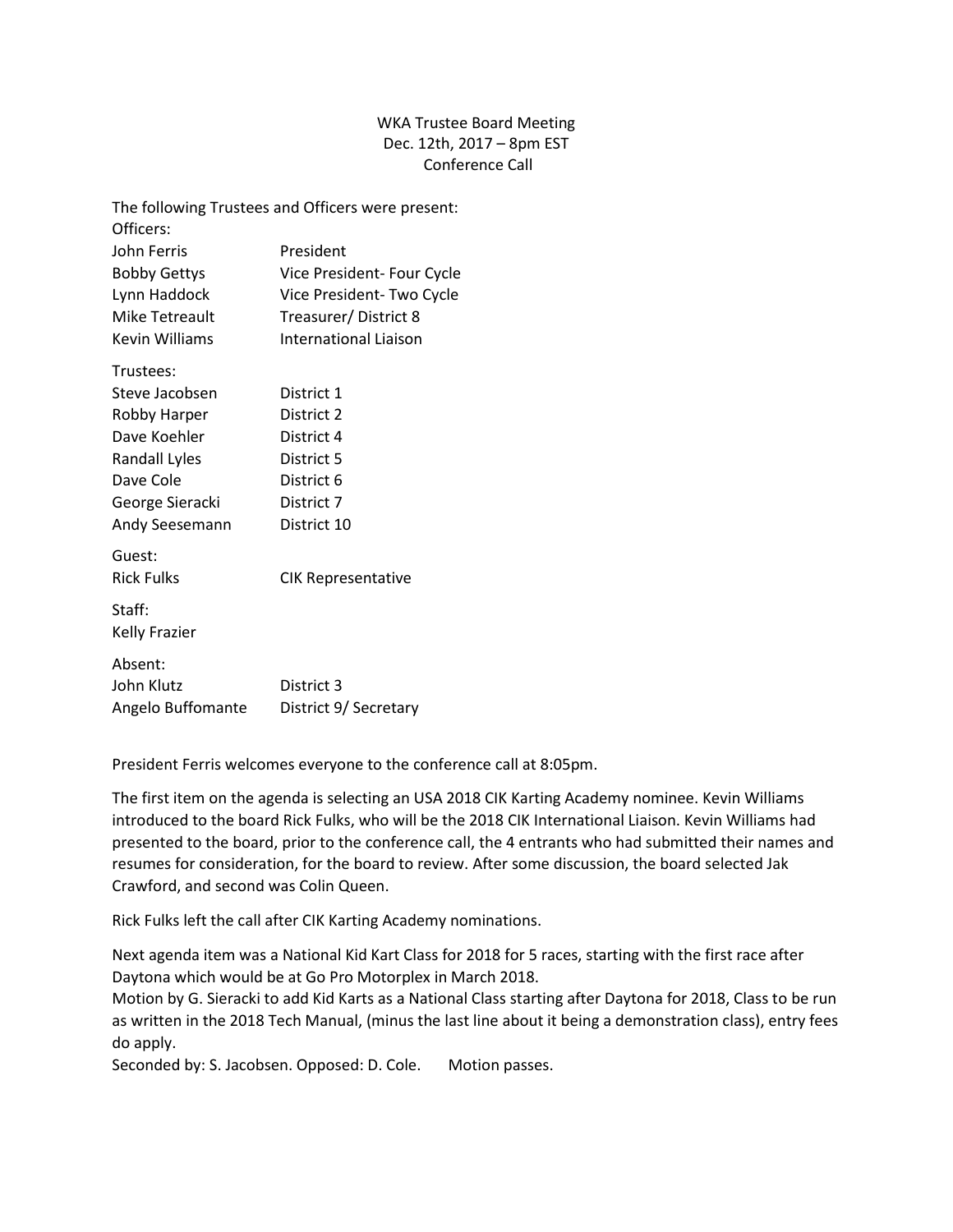WKA Trustee Board Meeting
Dec. 12th, 2017 – 8pm EST
Conference Call

The following Trustees and Officers were present:

Officers:

| | |
|---|---|
| John Ferris | President |
| Bobby Gettys | Vice President- Four Cycle |
| Lynn Haddock | Vice President- Two Cycle |
| Mike Tetreault | Treasurer/ District 8 |
| Kevin Williams | International Liaison |

Trustees:

| | |
|---|---|
| Steve Jacobsen | District 1 |
| Robby Harper | District 2 |
| Dave Koehler | District 4 |
| Randall Lyles | District 5 |
| Dave Cole | District 6 |
| George Sieracki | District 7 |
| Andy Seesemann | District 10 |

Guest:

| | |
|---|---|
| Rick Fulks | CIK Representative |

Staff:

Kelly Frazier

Absent:

| | |
|---|---|
| John Klutz | District 3 |
| Angelo Buffomante | District 9/ Secretary |

President Ferris welcomes everyone to the conference call at 8:05pm.

The first item on the agenda is selecting an USA 2018 CIK Karting Academy nominee. Kevin Williams introduced to the board Rick Fulks, who will be the 2018 CIK International Liaison. Kevin Williams had presented to the board, prior to the conference call, the 4 entrants who had submitted their names and resumes for consideration, for the board to review. After some discussion, the board selected Jak Crawford, and second was Colin Queen.

Rick Fulks left the call after CIK Karting Academy nominations.

Next agenda item was a National Kid Kart Class for 2018 for 5 races, starting with the first race after Daytona which would be at Go Pro Motorplex in March 2018.
Motion by G. Sieracki to add Kid Karts as a National Class starting after Daytona for 2018, Class to be run as written in the 2018 Tech Manual, (minus the last line about it being a demonstration class), entry fees do apply.
Seconded by: S. Jacobsen. Opposed: D. Cole. Motion passes.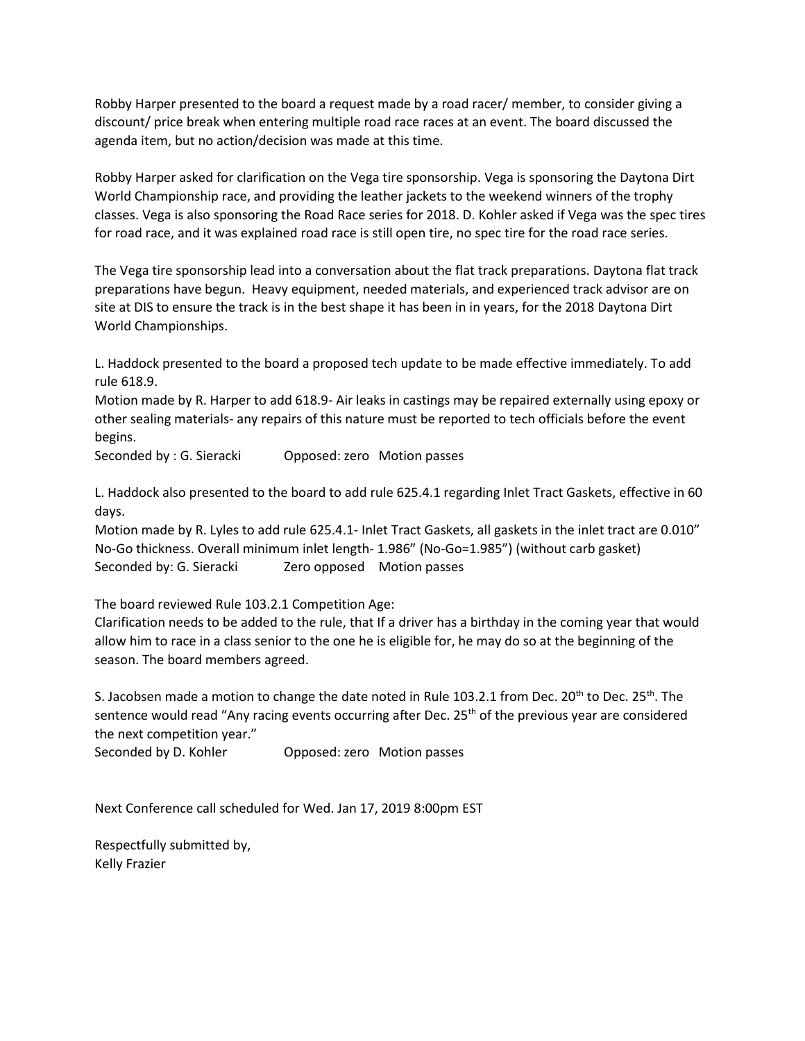Robby Harper presented to the board a request made by a road racer/ member, to consider giving a discount/ price break when entering multiple road race races at an event. The board discussed the agenda item, but no action/decision was made at this time.

Robby Harper asked for clarification on the Vega tire sponsorship. Vega is sponsoring the Daytona Dirt World Championship race, and providing the leather jackets to the weekend winners of the trophy classes. Vega is also sponsoring the Road Race series for 2018. D. Kohler asked if Vega was the spec tires for road race, and it was explained road race is still open tire, no spec tire for the road race series.

The Vega tire sponsorship lead into a conversation about the flat track preparations. Daytona flat track preparations have begun. Heavy equipment, needed materials, and experienced track advisor are on site at DIS to ensure the track is in the best shape it has been in in years, for the 2018 Daytona Dirt World Championships.

L. Haddock presented to the board a proposed tech update to be made effective immediately. To add rule 618.9.
Motion made by R. Harper to add 618.9- Air leaks in castings may be repaired externally using epoxy or other sealing materials- any repairs of this nature must be reported to tech officials before the event begins.
Seconded by : G. Sieracki Opposed: zero Motion passes

L. Haddock also presented to the board to add rule 625.4.1 regarding Inlet Tract Gaskets, effective in 60 days.
Motion made by R. Lyles to add rule 625.4.1- Inlet Tract Gaskets, all gaskets in the inlet tract are 0.010" No-Go thickness. Overall minimum inlet length- 1.986" (No-Go=1.985") (without carb gasket)
Seconded by: G. Sieracki Zero opposed Motion passes

The board reviewed Rule 103.2.1 Competition Age:
Clarification needs to be added to the rule, that If a driver has a birthday in the coming year that would allow him to race in a class senior to the one he is eligible for, he may do so at the beginning of the season. The board members agreed.

S. Jacobsen made a motion to change the date noted in Rule 103.2.1 from Dec. 20th to Dec. 25th. The sentence would read "Any racing events occurring after Dec. 25th of the previous year are considered the next competition year."
Seconded by D. Kohler Opposed: zero Motion passes

Next Conference call scheduled for Wed. Jan 17, 2019 8:00pm EST

Respectfully submitted by,
Kelly Frazier